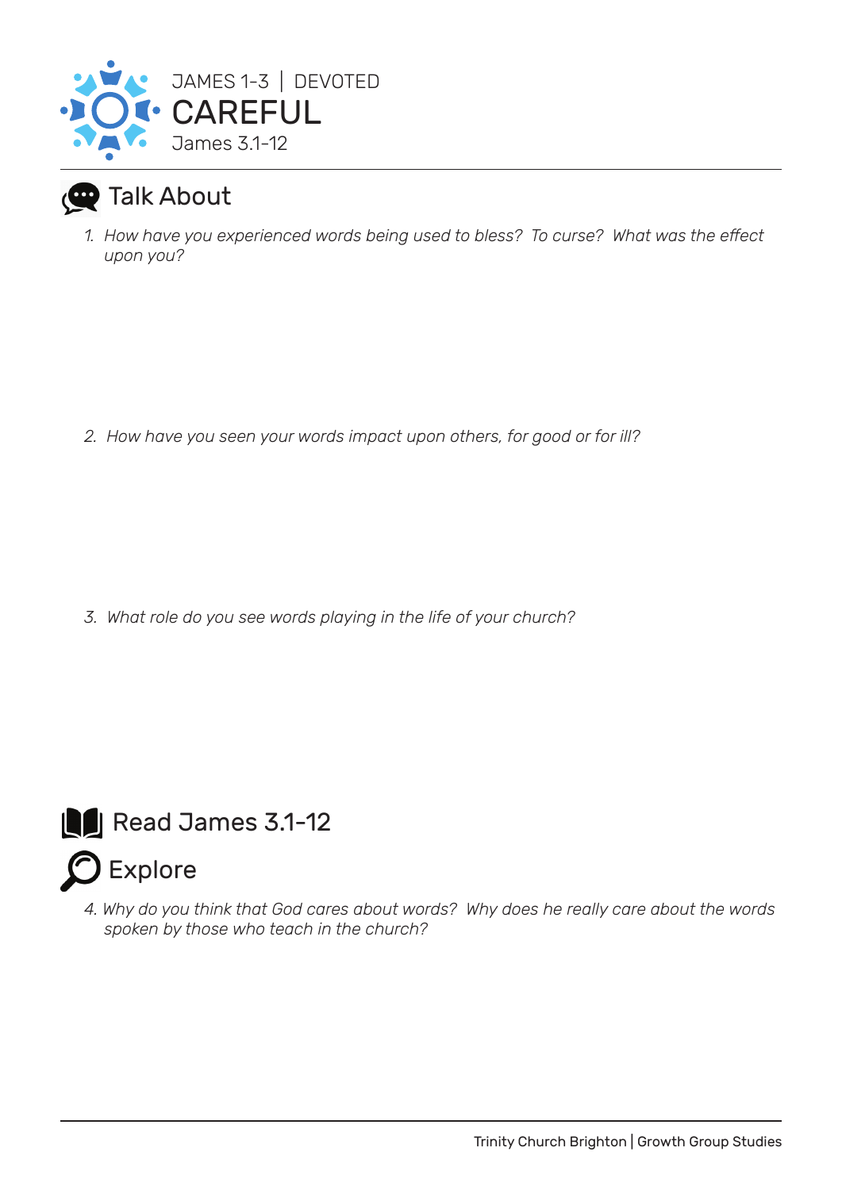JAMES 1-3 | DEVOTED

# CAREFUL

James 3.1-12

## Talk About

1. *How have you experienced words being used to bless? To curse? What was the effect upon you?*

2. *How have you seen your words impact upon others, for good or for ill?*

3. *What role do you see words playing in the life of your church?*

## Read James 3.1-12

## Explore

4. *Why do you think that God cares about words? Why does he really care about the words spoken by those who teach in the church?*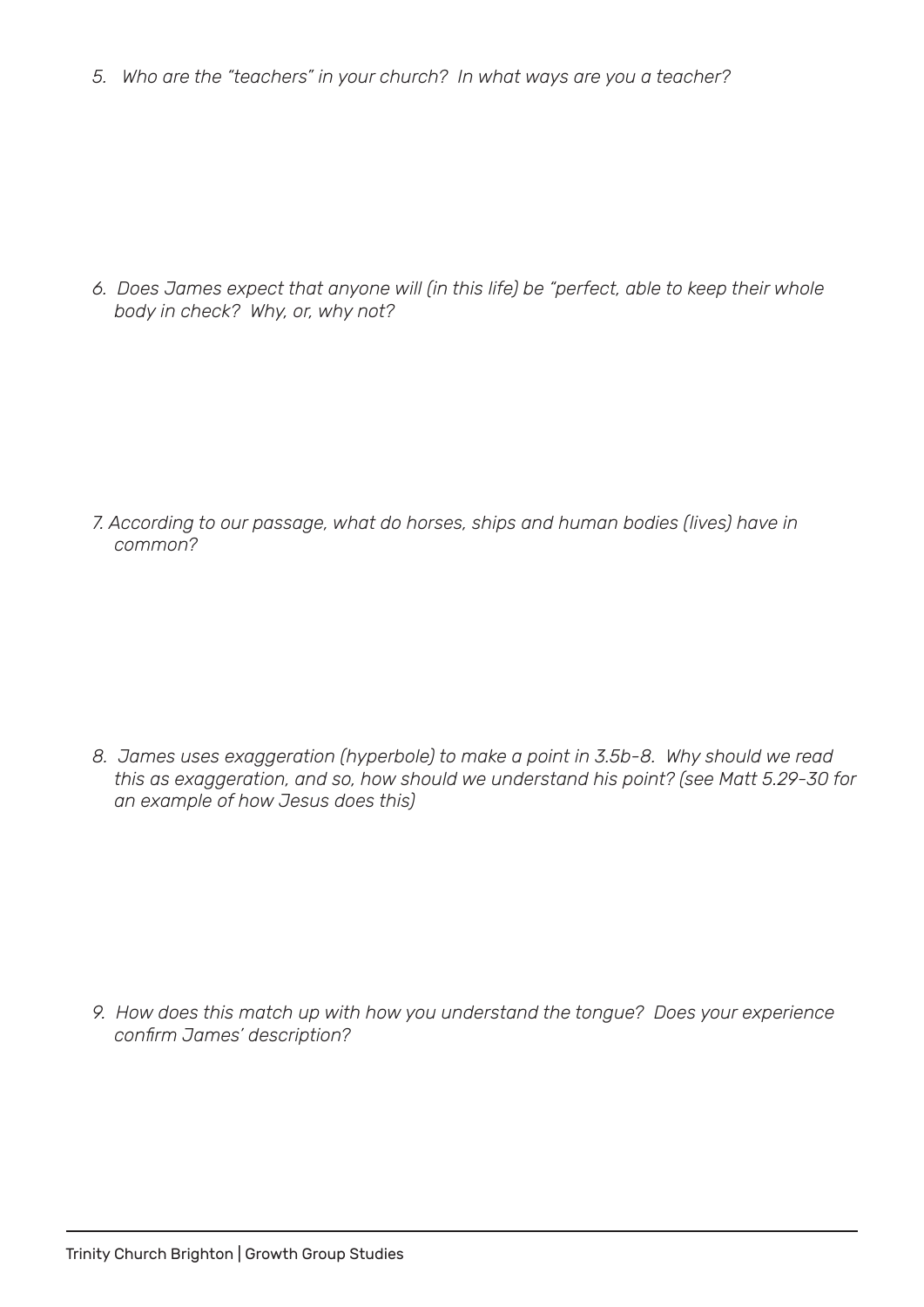*5. Who are the "teachers" in your church? In what ways are you a teacher?*

*6. Does James expect that anyone will (in this life) be "perfect, able to keep their whole body in check? Why, or, why not?*

*7. According to our passage, what do horses, ships and human bodies (lives) have in common?*

*8. James uses exaggeration (hyperbole) to make a point in 3.5b-8. Why should we read this as exaggeration, and so, how should we understand his point? (see Matt 5.29-30 for an example of how Jesus does this)*

*9. How does this match up with how you understand the tongue? Does your experience confirm James' description?*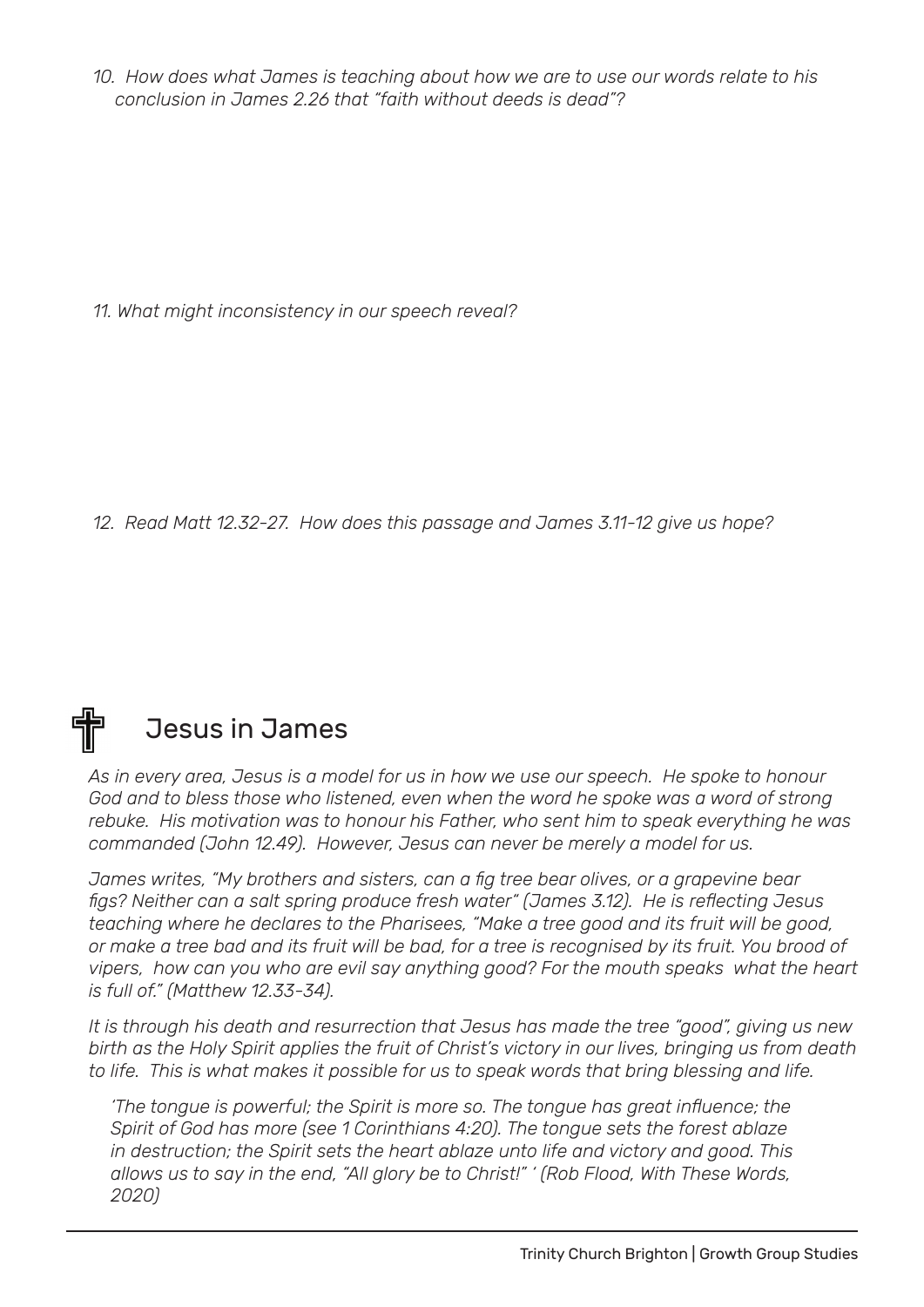*10. How does what James is teaching about how we are to use our words relate to his conclusion in James 2.26 that "faith without deeds is dead"?*

*11. What might inconsistency in our speech reveal?*

*12. Read Matt 12.32-27. How does this passage and James 3.11-12 give us hope?*

## ✝ Jesus in James

*As in every area, Jesus is a model for us in how we use our speech. He spoke to honour God and to bless those who listened, even when the word he spoke was a word of strong rebuke. His motivation was to honour his Father, who sent him to speak everything he was commanded (John 12.49). However, Jesus can never be merely a model for us.*

*James writes, "My brothers and sisters, can a fig tree bear olives, or a grapevine bear figs? Neither can a salt spring produce fresh water" (James 3.12). He is reflecting Jesus teaching where he declares to the Pharisees, "Make a tree good and its fruit will be good, or make a tree bad and its fruit will be bad, for a tree is recognised by its fruit. You brood of vipers, how can you who are evil say anything good? For the mouth speaks what the heart is full of." (Matthew 12.33-34).*

*It is through his death and resurrection that Jesus has made the tree "good", giving us new birth as the Holy Spirit applies the fruit of Christ's victory in our lives, bringing us from death to life. This is what makes it possible for us to speak words that bring blessing and life.*

> *'The tongue is powerful; the Spirit is more so. The tongue has great influence; the Spirit of God has more (see 1 Corinthians 4:20). The tongue sets the forest ablaze in destruction; the Spirit sets the heart ablaze unto life and victory and good. This allows us to say in the end, "All glory be to Christ!" ' (Rob Flood, With These Words, 2020)*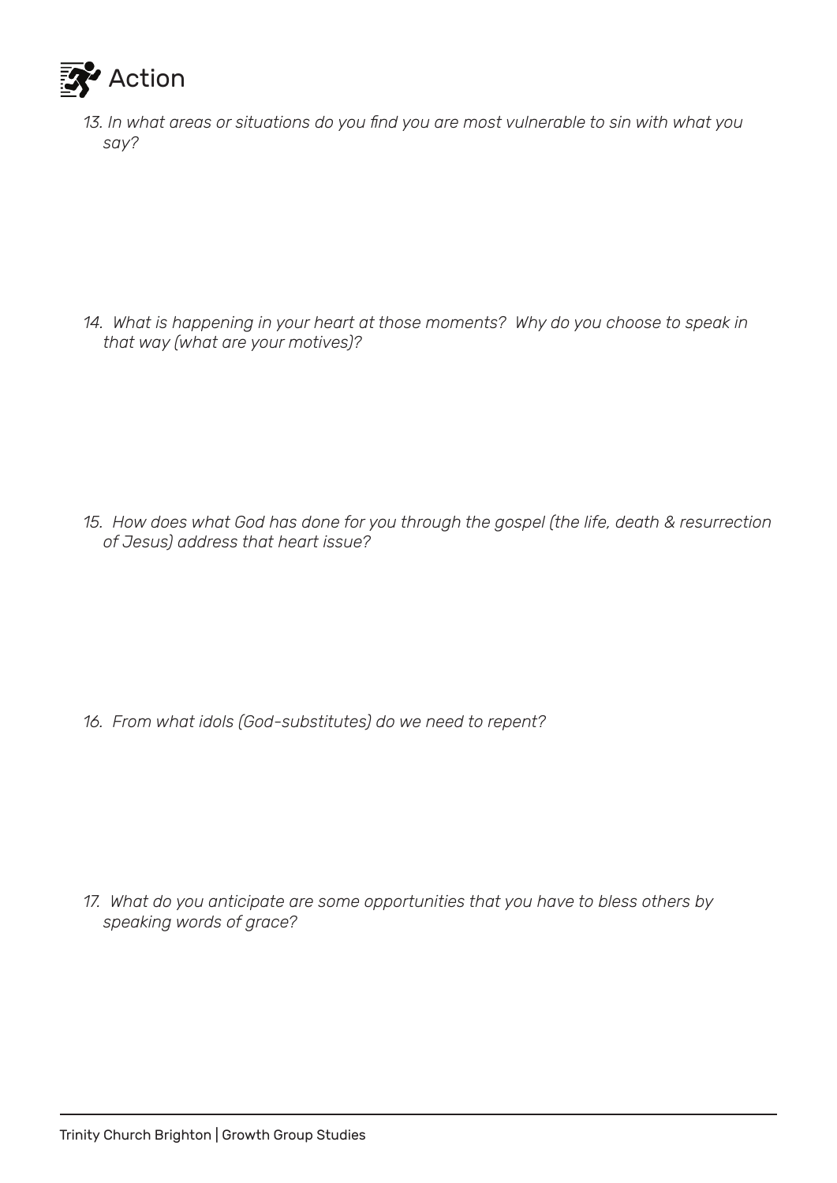## Action

*13. In what areas or situations do you find you are most vulnerable to sin with what you say?*

*14. What is happening in your heart at those moments? Why do you choose to speak in that way (what are your motives)?*

*15. How does what God has done for you through the gospel (the life, death & resurrection of Jesus) address that heart issue?*

*16. From what idols (God-substitutes) do we need to repent?*

*17. What do you anticipate are some opportunities that you have to bless others by speaking words of grace?*